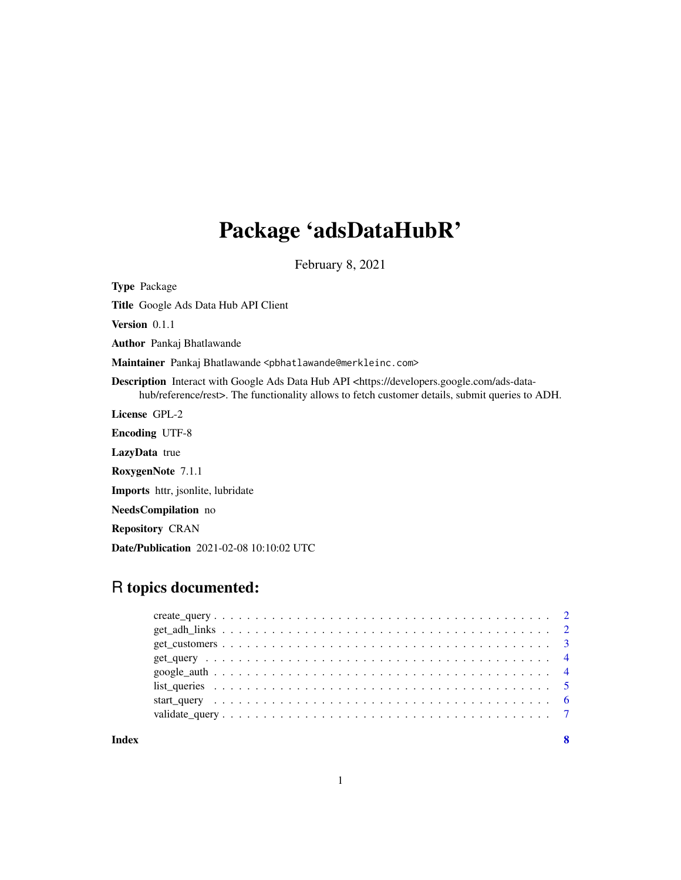# Package 'adsDataHubR'

February 8, 2021

**Type** Package

**Title** Google Ads Data Hub API Client

**Version** 0.1.1

**Author** Pankaj Bhatlawande

**Maintainer** Pankaj Bhatlawande <pbhatlawande@merkleinc.com>

**Description** Interact with Google Ads Data Hub API <https://developers.google.com/ads-data-hub/reference/rest>. The functionality allows to fetch customer details, submit queries to ADH.

**License** GPL-2

**Encoding** UTF-8

**LazyData** true

**RoxygenNote** 7.1.1

**Imports** httr, jsonlite, lubridate

**NeedsCompilation** no

**Repository** CRAN

**Date/Publication** 2021-02-08 10:10:02 UTC

## R topics documented:

| | |
|---|---|
| create_query | 2 |
| get_adh_links | 2 |
| get_customers | 3 |
| get_query | 4 |
| google_auth | 4 |
| list_queries | 5 |
| start_query | 6 |
| validate_query | 7 |
| **Index** | **8** |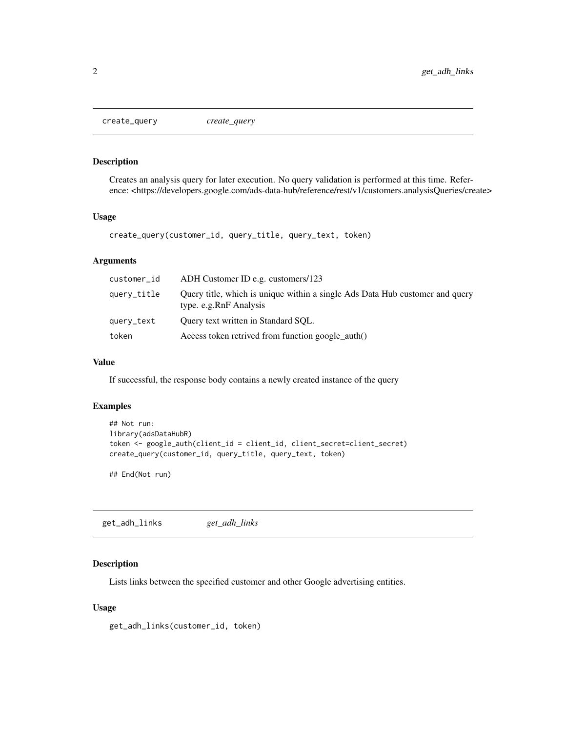## create_query *create_query*

### Description

Creates an analysis query for later execution. No query validation is performed at this time. Reference: <https://developers.google.com/ads-data-hub/reference/rest/v1/customers.analysisQueries/create>

### Usage

```
create_query(customer_id, query_title, query_text, token)
```

### Arguments

| | |
|---|---|
| customer_id | ADH Customer ID e.g. customers/123 |
| query_title | Query title, which is unique within a single Ads Data Hub customer and query type. e.g.RnF Analysis |
| query_text | Query text written in Standard SQL. |
| token | Access token retrived from function google_auth() |

### Value

If successful, the response body contains a newly created instance of the query

### Examples

```
## Not run:
library(adsDataHubR)
token <- google_auth(client_id = client_id, client_secret=client_secret)
create_query(customer_id, query_title, query_text, token)

## End(Not run)
```

## get_adh_links *get_adh_links*

### Description

Lists links between the specified customer and other Google advertising entities.

### Usage

```
get_adh_links(customer_id, token)
```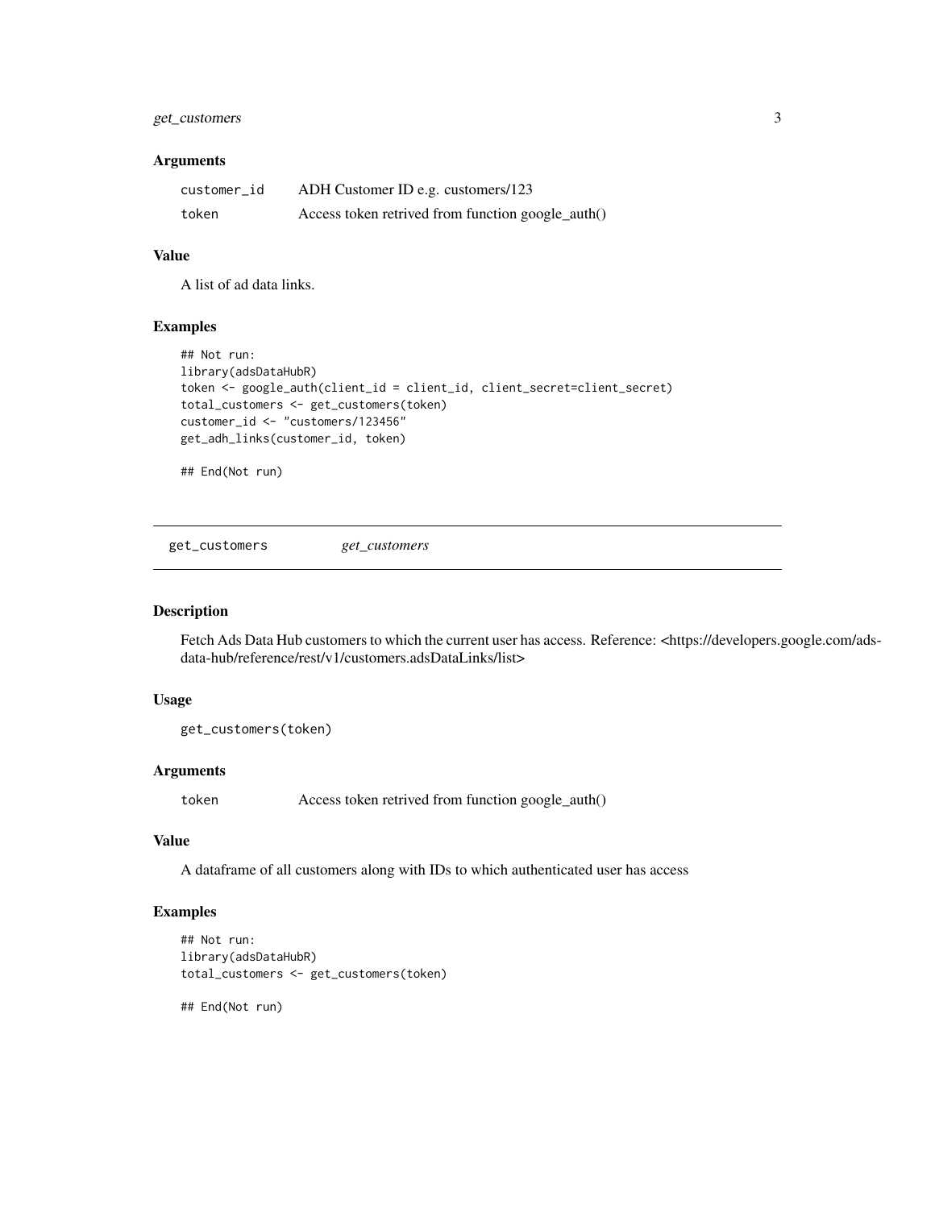### Arguments

| | |
|---|---|
| customer_id | ADH Customer ID e.g. customers/123 |
| token | Access token retrived from function google_auth() |

### Value

A list of ad data links.

### Examples

```
## Not run:
library(adsDataHubR)
token <- google_auth(client_id = client_id, client_secret=client_secret)
total_customers <- get_customers(token)
customer_id <- "customers/123456"
get_adh_links(customer_id, token)

## End(Not run)
```

---

## get_customers *get_customers*

---

### Description

Fetch Ads Data Hub customers to which the current user has access. Reference: <https://developers.google.com/ads-data-hub/reference/rest/v1/customers.adsDataLinks/list>

### Usage

```
get_customers(token)
```

### Arguments

| | |
|---|---|
| token | Access token retrived from function google_auth() |

### Value

A dataframe of all customers along with IDs to which authenticated user has access

### Examples

```
## Not run:
library(adsDataHubR)
total_customers <- get_customers(token)

## End(Not run)
```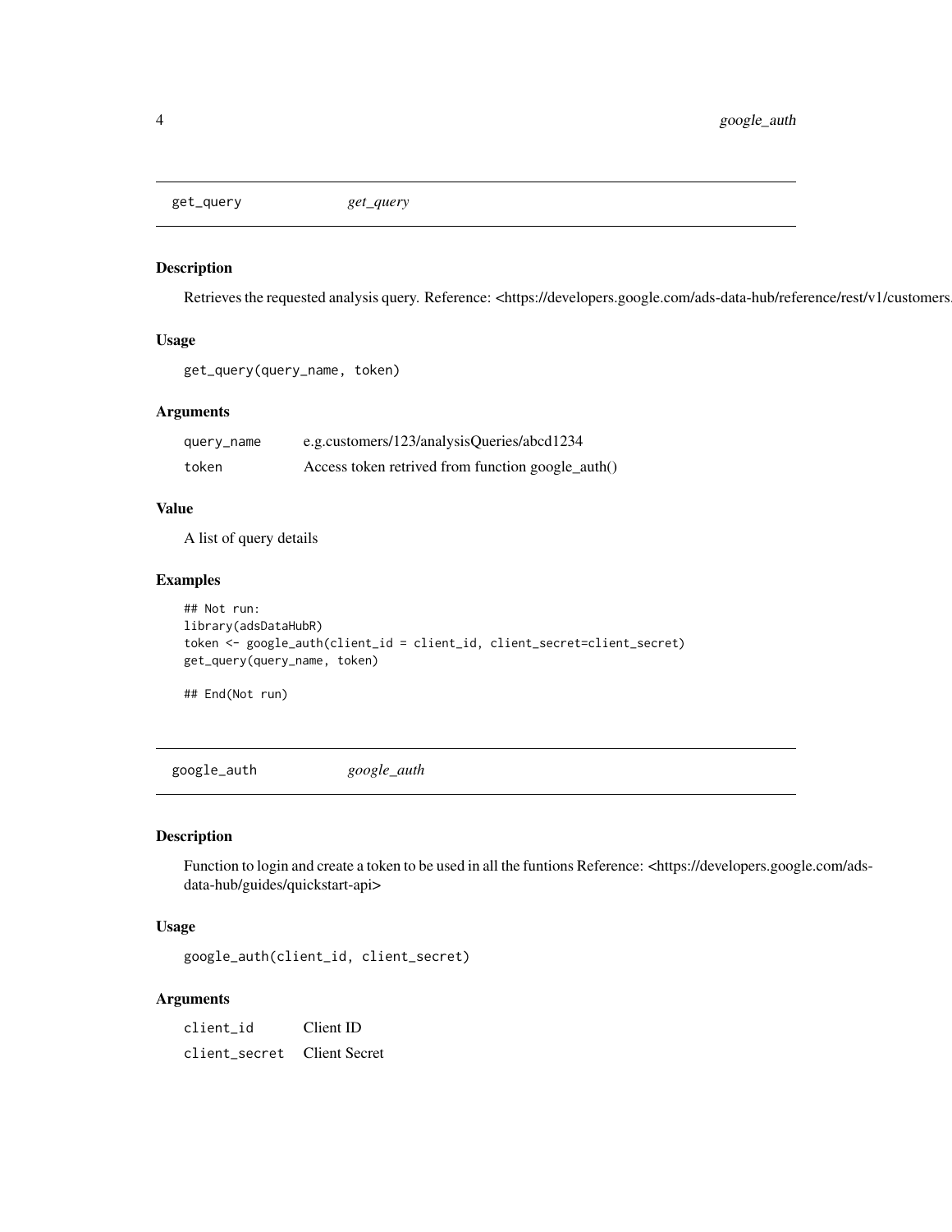## get_query    *get_query*

### Description

Retrieves the requested analysis query. Reference: <https://developers.google.com/ads-data-hub/reference/rest/v1/customers.

### Usage

```
get_query(query_name, token)
```

### Arguments

| | |
|---|---|
| query_name | e.g.customers/123/analysisQueries/abcd1234 |
| token | Access token retrived from function google_auth() |

### Value

A list of query details

### Examples

```
## Not run:
library(adsDataHubR)
token <- google_auth(client_id = client_id, client_secret=client_secret)
get_query(query_name, token)

## End(Not run)
```

## google_auth    *google_auth*

### Description

Function to login and create a token to be used in all the funtions Reference: <https://developers.google.com/ads-data-hub/guides/quickstart-api>

### Usage

```
google_auth(client_id, client_secret)
```

### Arguments

| | |
|---|---|
| client_id | Client ID |
| client_secret | Client Secret |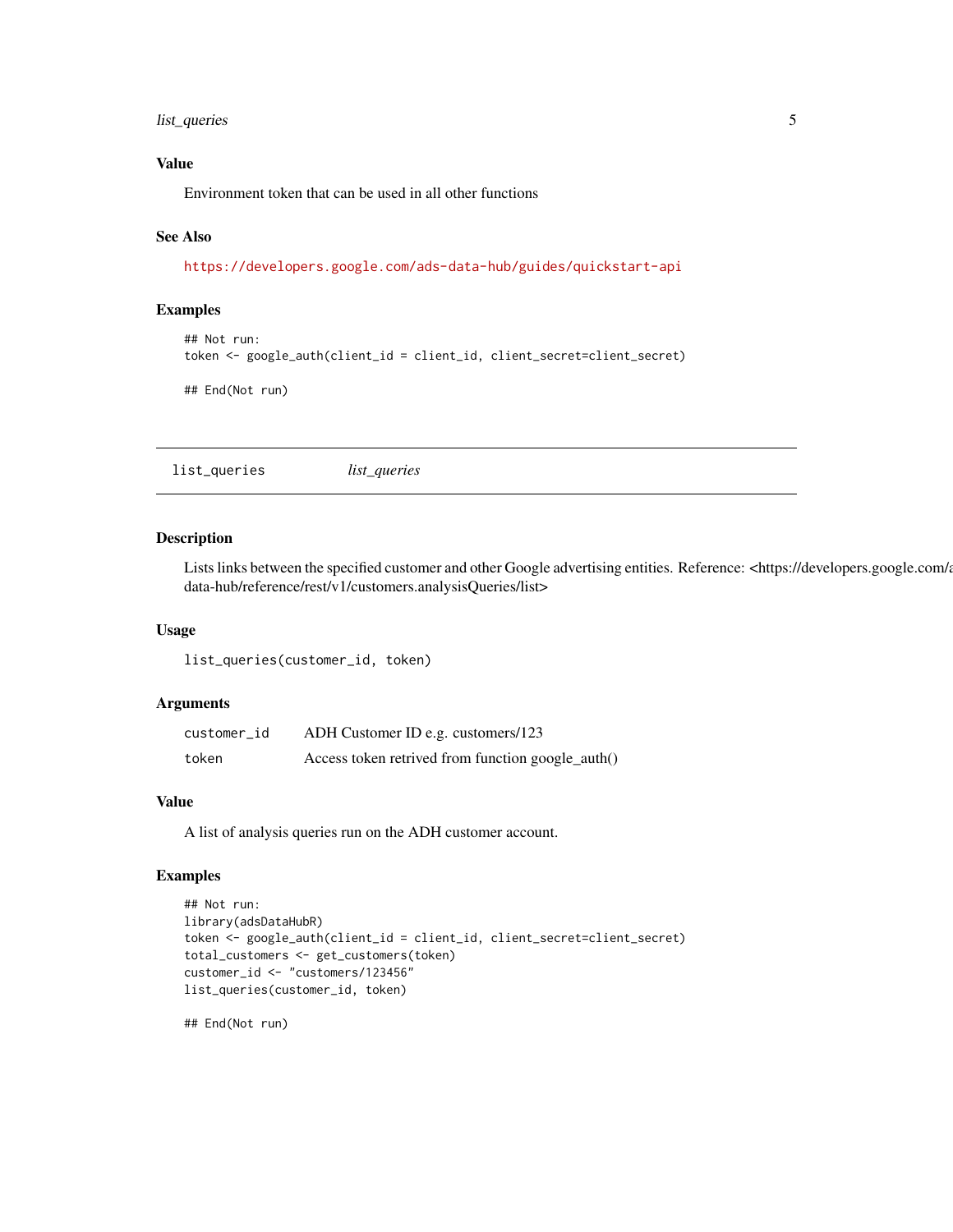## Value

Environment token that can be used in all other functions

## See Also

https://developers.google.com/ads-data-hub/guides/quickstart-api

## Examples

```
## Not run:
token <- google_auth(client_id = client_id, client_secret=client_secret)

## End(Not run)
```

---

# list_queries *list_queries*

---

## Description

Lists links between the specified customer and other Google advertising entities. Reference: <https://developers.google.com/ads-data-hub/reference/rest/v1/customers.analysisQueries/list>

## Usage

```
list_queries(customer_id, token)
```

## Arguments

| | |
|---|---|
| customer_id | ADH Customer ID e.g. customers/123 |
| token | Access token retrived from function google_auth() |

## Value

A list of analysis queries run on the ADH customer account.

## Examples

```
## Not run:
library(adsDataHubR)
token <- google_auth(client_id = client_id, client_secret=client_secret)
total_customers <- get_customers(token)
customer_id <- "customers/123456"
list_queries(customer_id, token)

## End(Not run)
```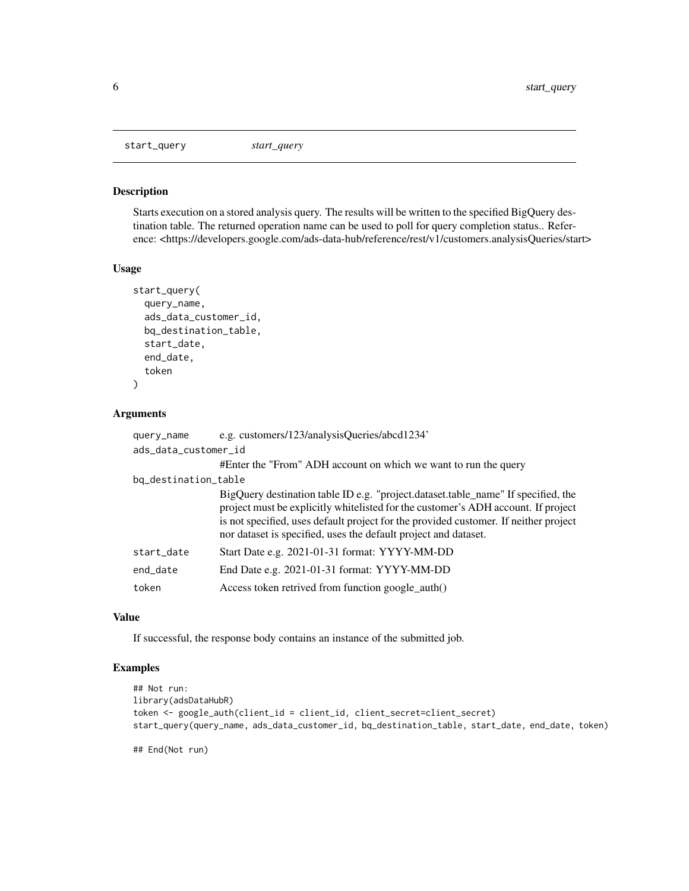# start_query *start_query*

## Description

Starts execution on a stored analysis query. The results will be written to the specified BigQuery destination table. The returned operation name can be used to poll for query completion status.. Reference: <https://developers.google.com/ads-data-hub/reference/rest/v1/customers.analysisQueries/start>

## Usage

```
start_query(
  query_name,
  ads_data_customer_id,
  bq_destination_table,
  start_date,
  end_date,
  token
)
```

## Arguments

| Argument | Description |
| --- | --- |
| `query_name` | e.g. customers/123/analysisQueries/abcd1234' |
| `ads_data_customer_id` | #Enter the "From" ADH account on which we want to run the query |
| `bq_destination_table` | BigQuery destination table ID e.g. "project.dataset.table_name" If specified, the project must be explicitly whitelisted for the customer's ADH account. If project is not specified, uses default project for the provided customer. If neither project nor dataset is specified, uses the default project and dataset. |
| `start_date` | Start Date e.g. 2021-01-31 format: YYYY-MM-DD |
| `end_date` | End Date e.g. 2021-01-31 format: YYYY-MM-DD |
| `token` | Access token retrived from function google_auth() |

## Value

If successful, the response body contains an instance of the submitted job.

## Examples

```
## Not run:
library(adsDataHubR)
token <- google_auth(client_id = client_id, client_secret=client_secret)
start_query(query_name, ads_data_customer_id, bq_destination_table, start_date, end_date, token)

## End(Not run)
```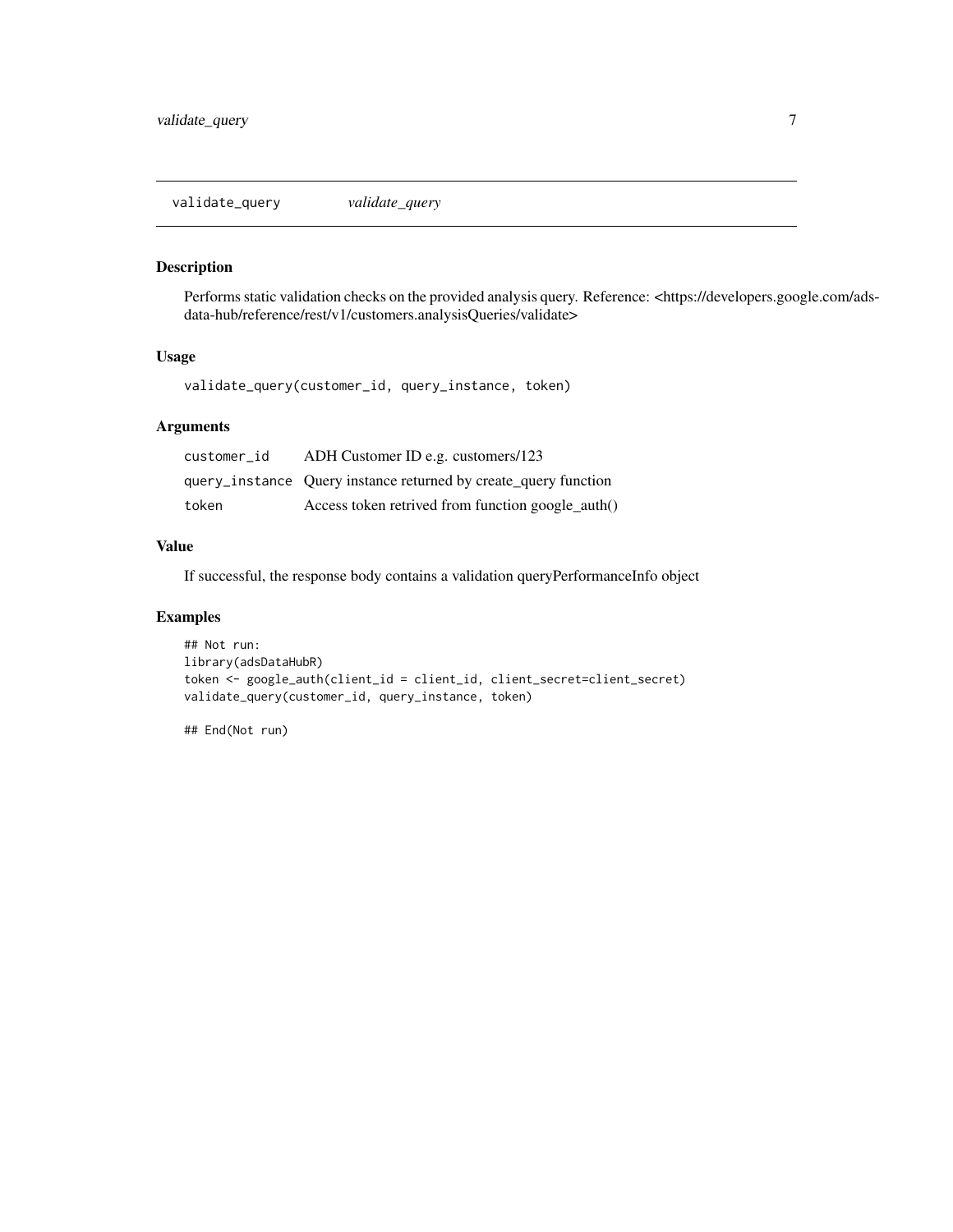## validate_query *validate_query*

### Description

Performs static validation checks on the provided analysis query. Reference: <https://developers.google.com/ads-data-hub/reference/rest/v1/customers.analysisQueries/validate>

### Usage

```
validate_query(customer_id, query_instance, token)
```

### Arguments

| | |
|---|---|
| `customer_id` | ADH Customer ID e.g. customers/123 |
| `query_instance` | Query instance returned by create_query function |
| `token` | Access token retrived from function google_auth() |

### Value

If successful, the response body contains a validation queryPerformanceInfo object

### Examples

```
## Not run:
library(adsDataHubR)
token <- google_auth(client_id = client_id, client_secret=client_secret)
validate_query(customer_id, query_instance, token)

## End(Not run)
```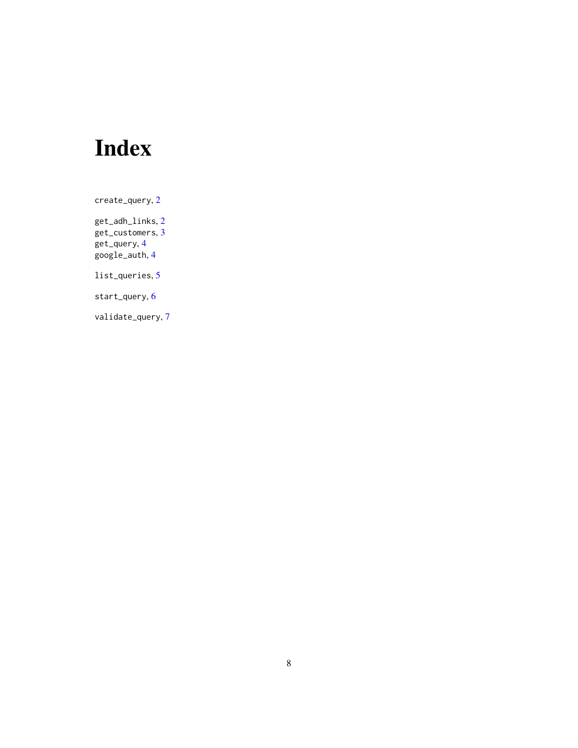# Index

create_query, 2

get_adh_links, 2
get_customers, 3
get_query, 4
google_auth, 4

list_queries, 5

start_query, 6

validate_query, 7